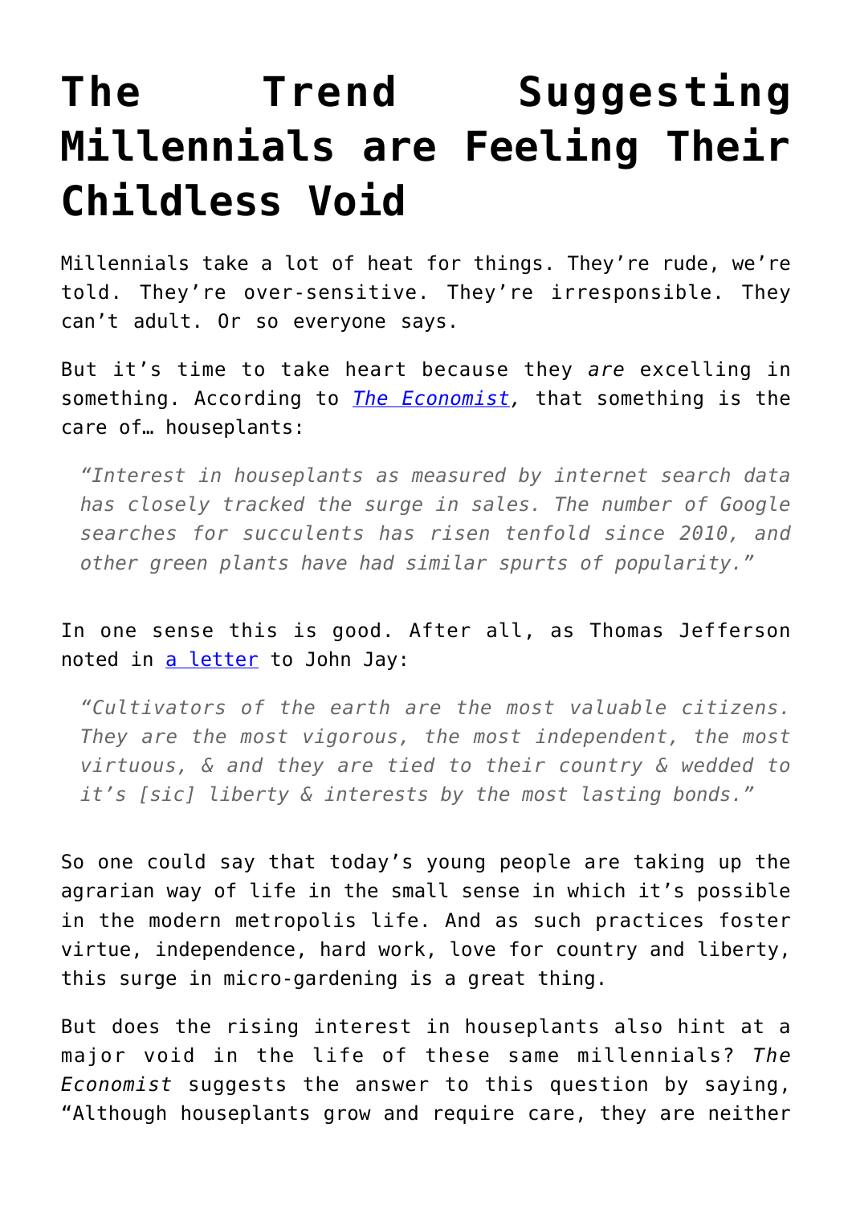# The Trend Suggesting Millennials are Feeling Their Childless Void

Millennials take a lot of heat for things. They're rude, we're told. They're over-sensitive. They're irresponsible. They can't adult. Or so everyone says.

But it's time to take heart because they *are* excelling in something. According to [*The Economist*](), that something is the care of… houseplants:

> *"Interest in houseplants as measured by internet search data has closely tracked the surge in sales. The number of Google searches for succulents has risen tenfold since 2010, and other green plants have had similar spurts of popularity."*

In one sense this is good. After all, as Thomas Jefferson noted in [a letter]() to John Jay:

> *"Cultivators of the earth are the most valuable citizens. They are the most vigorous, the most independent, the most virtuous, & and they are tied to their country & wedded to it's [sic] liberty & interests by the most lasting bonds."*

So one could say that today's young people are taking up the agrarian way of life in the small sense in which it's possible in the modern metropolis life. And as such practices foster virtue, independence, hard work, love for country and liberty, this surge in micro-gardening is a great thing.

But does the rising interest in houseplants also hint at a major void in the life of these same millennials? *The Economist* suggests the answer to this question by saying, "Although houseplants grow and require care, they are neither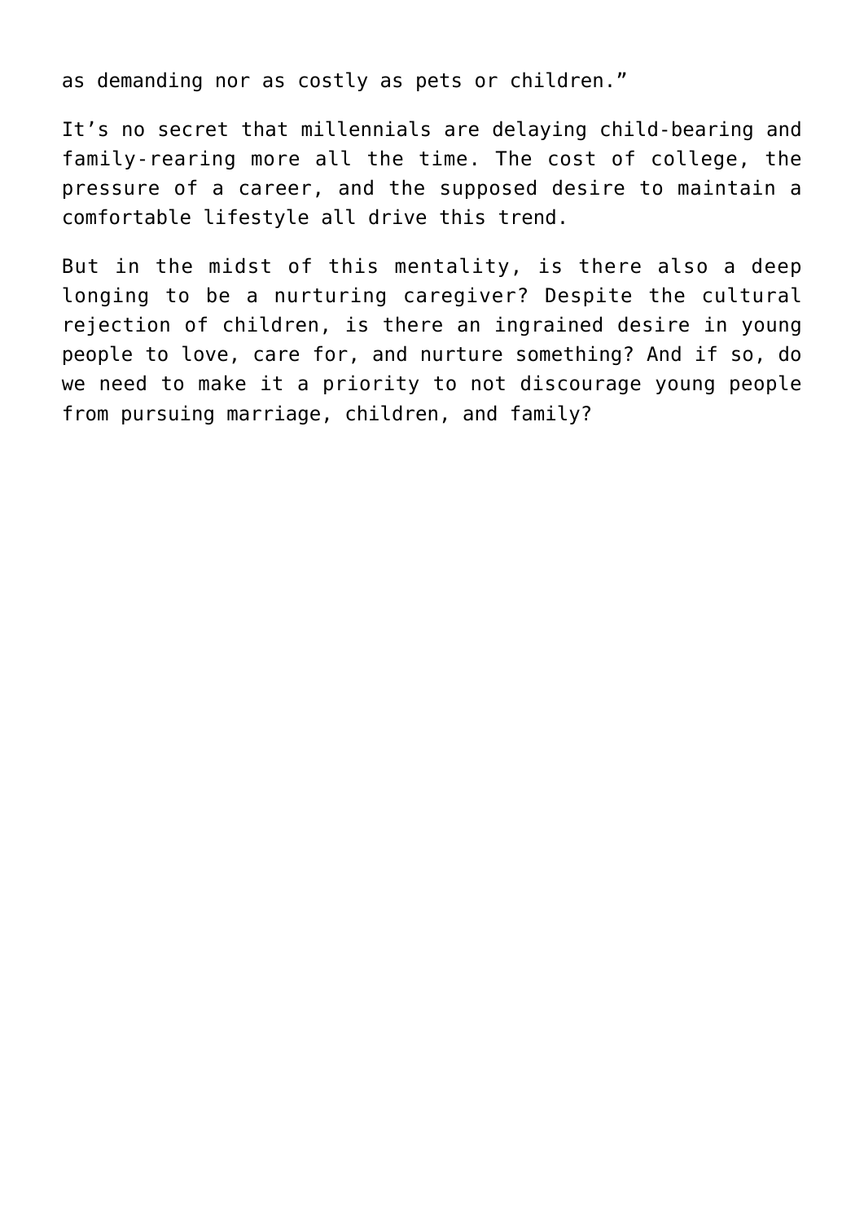as demanding nor as costly as pets or children."

It's no secret that millennials are delaying child-bearing and family-rearing more all the time. The cost of college, the pressure of a career, and the supposed desire to maintain a comfortable lifestyle all drive this trend.

But in the midst of this mentality, is there also a deep longing to be a nurturing caregiver? Despite the cultural rejection of children, is there an ingrained desire in young people to love, care for, and nurture something? And if so, do we need to make it a priority to not discourage young people from pursuing marriage, children, and family?